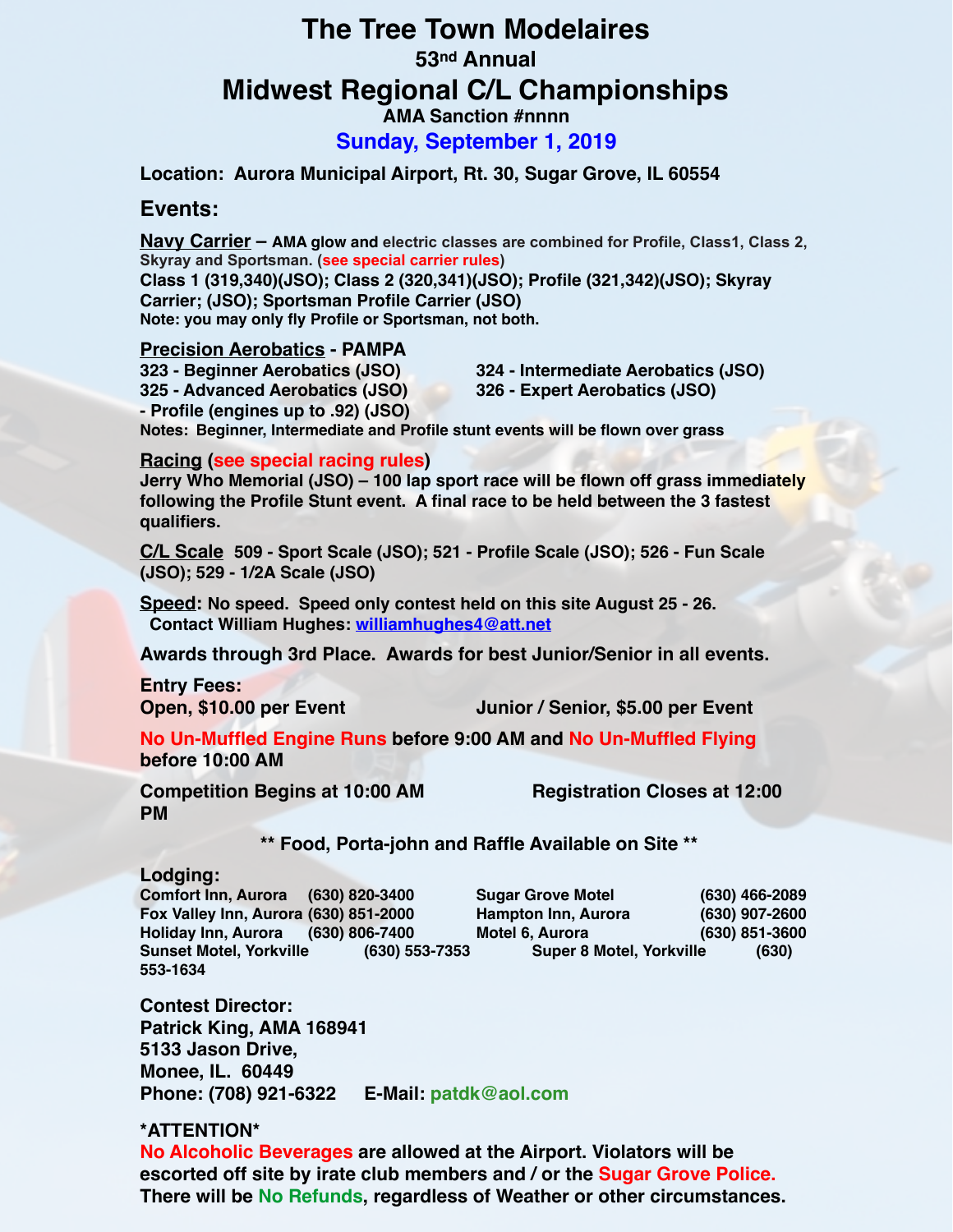# The Tree Town Modelaires

## 53nd Annual

# Midwest Regional C/L Championships

**AMA Sanction #nnnn**

**Sunday, September 1, 2019**

**Location: Aurora Municipal Airport, Rt. 30, Sugar Grove, IL 60554**

## Events:

**Navy Carrier – AMA glow and electric classes are combined for Profile, Class1, Class 2, Skyray and Sportsman. (see special carrier rules)**
**Class 1 (319,340)(JSO); Class 2 (320,341)(JSO); Profile (321,342)(JSO); Skyray Carrier; (JSO); Sportsman Profile Carrier (JSO)**
**Note: you may only fly Profile or Sportsman, not both.**

**Precision Aerobatics - PAMPA**
**323 - Beginner Aerobatics (JSO)**
**324 - Intermediate Aerobatics (JSO)**
**325 - Advanced Aerobatics (JSO)**
**326 - Expert Aerobatics (JSO)**
**- Profile (engines up to .92) (JSO)**
**Notes: Beginner, Intermediate and Profile stunt events will be flown over grass**

**Racing (see special racing rules)**
**Jerry Who Memorial (JSO) – 100 lap sport race will be flown off grass immediately following the Profile Stunt event. A final race to be held between the 3 fastest qualifiers.**

**C/L Scale 509 - Sport Scale (JSO); 521 - Profile Scale (JSO); 526 - Fun Scale (JSO); 529 - 1/2A Scale (JSO)**

**Speed: No speed. Speed only contest held on this site August 25 - 26.**
**Contact William Hughes: williamhughes4@att.net**

**Awards through 3rd Place. Awards for best Junior/Senior in all events.**

**Entry Fees:**
**Open, $10.00 per Event**
**Junior / Senior, $5.00 per Event**

**No Un-Muffled Engine Runs before 9:00 AM and No Un-Muffled Flying before 10:00 AM**

**Competition Begins at 10:00 AM**
**Registration Closes at 12:00 PM**

**\*\* Food, Porta-john and Raffle Available on Site \*\***

**Lodging:**

| | | | |
|---|---|---|---|
| Comfort Inn, Aurora | (630) 820-3400 | Sugar Grove Motel | (630) 466-2089 |
| Fox Valley Inn, Aurora | (630) 851-2000 | Hampton Inn, Aurora | (630) 907-2600 |
| Holiday Inn, Aurora | (630) 806-7400 | Motel 6, Aurora | (630) 851-3600 |
| Sunset Motel, Yorkville | (630) 553-7353 | Super 8 Motel, Yorkville | (630) 553-1634 |

**Contest Director:**
**Patrick King, AMA 168941**
**5133 Jason Drive,**
**Monee, IL. 60449**
**Phone: (708) 921-6322 E-Mail: patdk@aol.com**

**\*ATTENTION\***
**No Alcoholic Beverages are allowed at the Airport. Violators will be escorted off site by irate club members and / or the Sugar Grove Police. There will be No Refunds, regardless of Weather or other circumstances.**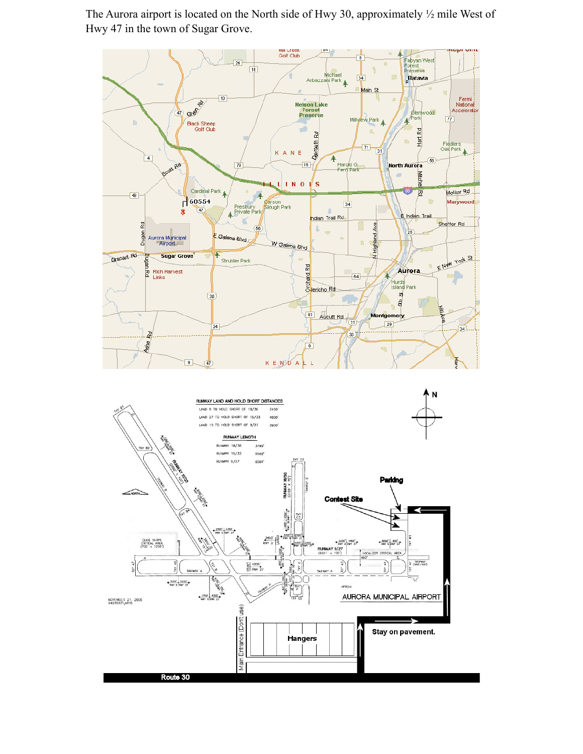The Aurora airport is located on the North side of Hwy 30, approximately ½ mile West of Hwy 47 in the town of Sugar Grove.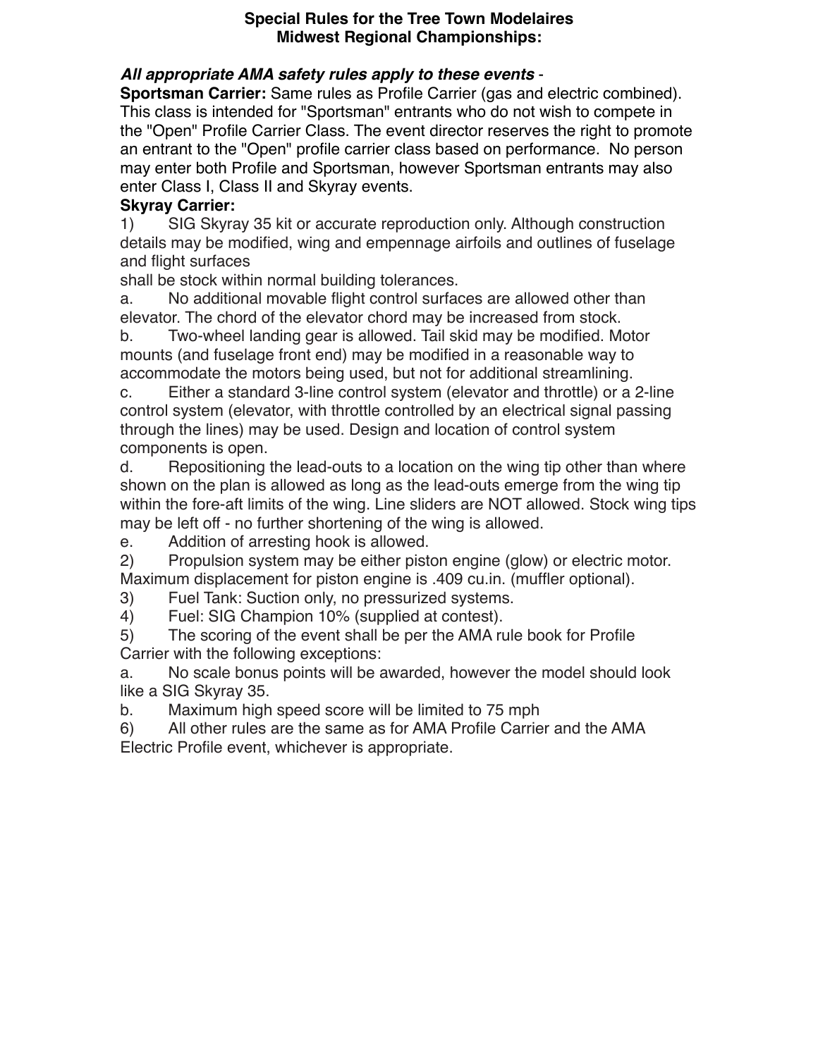**Special Rules for the Tree Town Modelaires Midwest Regional Championships:**

***All appropriate AMA safety rules apply to these events*** -

**Sportsman Carrier:** Same rules as Profile Carrier (gas and electric combined). This class is intended for "Sportsman" entrants who do not wish to compete in the "Open" Profile Carrier Class. The event director reserves the right to promote an entrant to the "Open" profile carrier class based on performance. No person may enter both Profile and Sportsman, however Sportsman entrants may also enter Class I, Class II and Skyray events.

**Skyray Carrier:**

1) SIG Skyray 35 kit or accurate reproduction only. Although construction details may be modified, wing and empennage airfoils and outlines of fuselage and flight surfaces
shall be stock within normal building tolerances.

a. No additional movable flight control surfaces are allowed other than elevator. The chord of the elevator chord may be increased from stock.

b. Two-wheel landing gear is allowed. Tail skid may be modified. Motor mounts (and fuselage front end) may be modified in a reasonable way to accommodate the motors being used, but not for additional streamlining.

c. Either a standard 3-line control system (elevator and throttle) or a 2-line control system (elevator, with throttle controlled by an electrical signal passing through the lines) may be used. Design and location of control system components is open.

d. Repositioning the lead-outs to a location on the wing tip other than where shown on the plan is allowed as long as the lead-outs emerge from the wing tip within the fore-aft limits of the wing. Line sliders are NOT allowed. Stock wing tips may be left off - no further shortening of the wing is allowed.

e. Addition of arresting hook is allowed.

2) Propulsion system may be either piston engine (glow) or electric motor. Maximum displacement for piston engine is .409 cu.in. (muffler optional).

3) Fuel Tank: Suction only, no pressurized systems.

4) Fuel: SIG Champion 10% (supplied at contest).

5) The scoring of the event shall be per the AMA rule book for Profile Carrier with the following exceptions:

a. No scale bonus points will be awarded, however the model should look like a SIG Skyray 35.

b. Maximum high speed score will be limited to 75 mph

6) All other rules are the same as for AMA Profile Carrier and the AMA Electric Profile event, whichever is appropriate.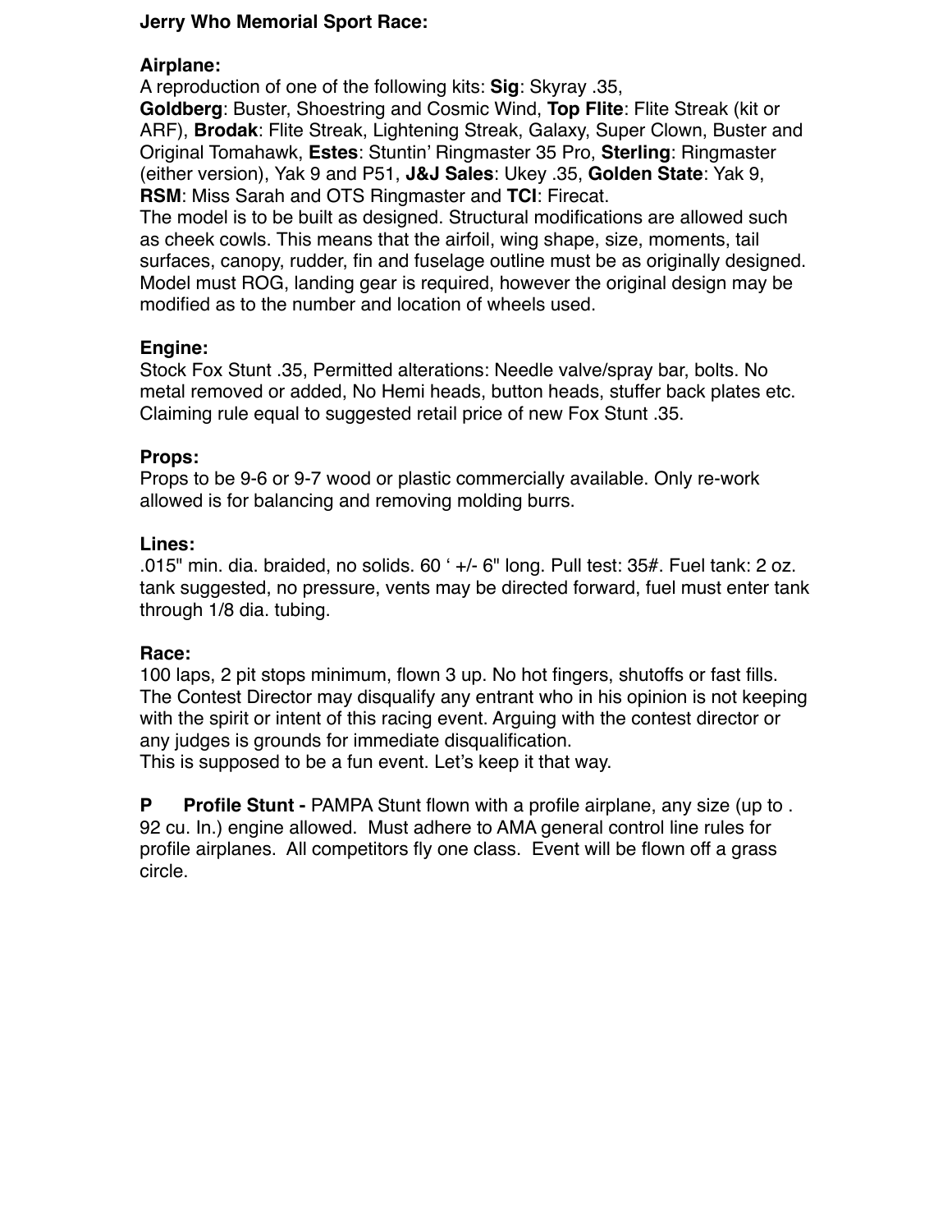**Jerry Who Memorial Sport Race:**

**Airplane:**
A reproduction of one of the following kits: **Sig**: Skyray .35, **Goldberg**: Buster, Shoestring and Cosmic Wind, **Top Flite**: Flite Streak (kit or ARF), **Brodak**: Flite Streak, Lightening Streak, Galaxy, Super Clown, Buster and Original Tomahawk, **Estes**: Stuntin' Ringmaster 35 Pro, **Sterling**: Ringmaster (either version), Yak 9 and P51, **J&J Sales**: Ukey .35, **Golden State**: Yak 9, **RSM**: Miss Sarah and OTS Ringmaster and **TCI**: Firecat.
The model is to be built as designed. Structural modifications are allowed such as cheek cowls. This means that the airfoil, wing shape, size, moments, tail surfaces, canopy, rudder, fin and fuselage outline must be as originally designed. Model must ROG, landing gear is required, however the original design may be modified as to the number and location of wheels used.

**Engine:**
Stock Fox Stunt .35, Permitted alterations: Needle valve/spray bar, bolts. No metal removed or added, No Hemi heads, button heads, stuffer back plates etc. Claiming rule equal to suggested retail price of new Fox Stunt .35.

**Props:**
Props to be 9-6 or 9-7 wood or plastic commercially available. Only re-work allowed is for balancing and removing molding burrs.

**Lines:**
.015" min. dia. braided, no solids. 60 ' +/- 6" long. Pull test: 35#. Fuel tank: 2 oz. tank suggested, no pressure, vents may be directed forward, fuel must enter tank through 1/8 dia. tubing.

**Race:**
100 laps, 2 pit stops minimum, flown 3 up. No hot fingers, shutoffs or fast fills. The Contest Director may disqualify any entrant who in his opinion is not keeping with the spirit or intent of this racing event. Arguing with the contest director or any judges is grounds for immediate disqualification.
This is supposed to be a fun event. Let's keep it that way.

**P Profile Stunt -** PAMPA Stunt flown with a profile airplane, any size (up to .92 cu. In.) engine allowed. Must adhere to AMA general control line rules for profile airplanes. All competitors fly one class. Event will be flown off a grass circle.